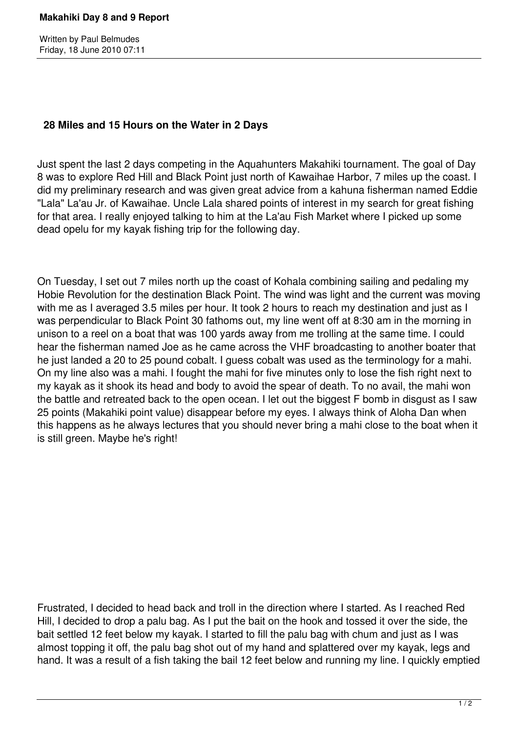**28 Miles and 15 Hours on the Water in 2 Days**

Just spent the last 2 days competing in the Aquahunters Makahiki tournament. The goal of Day 8 was to explore Red Hill and Black Point just north of Kawaihae Harbor, 7 miles up the coast. I did my preliminary research and was given great advice from a kahuna fisherman named Eddie "Lala" La'au Jr. of Kawaihae. Uncle Lala shared points of interest in my search for great fishing for that area. I really enjoyed talking to him at the La'au Fish Market where I picked up some dead opelu for my kayak fishing trip for the following day.

On Tuesday, I set out 7 miles north up the coast of Kohala combining sailing and pedaling my Hobie Revolution for the destination Black Point. The wind was light and the current was moving with me as I averaged 3.5 miles per hour. It took 2 hours to reach my destination and just as I was perpendicular to Black Point 30 fathoms out, my line went off at 8:30 am in the morning in unison to a reel on a boat that was 100 yards away from me trolling at the same time. I could hear the fisherman named Joe as he came across the VHF broadcasting to another boater that he just landed a 20 to 25 pound cobalt. I guess cobalt was used as the terminology for a mahi. On my line also was a mahi. I fought the mahi for five minutes only to lose the fish right next to my kayak as it shook its head and body to avoid the spear of death. To no avail, the mahi won the battle and retreated back to the open ocean. I let out the biggest F bomb in disgust as I saw 25 points (Makahiki point value) disappear before my eyes. I always think of Aloha Dan when this happens as he always lectures that you should never bring a mahi close to the boat when it is still green. Maybe he's right!

Frustrated, I decided to head back and troll in the direction where I started. As I reached Red Hill, I decided to drop a palu bag. As I put the bait on the hook and tossed it over the side, the bait settled 12 feet below my kayak. I started to fill the palu bag with chum and just as I was almost topping it off, the palu bag shot out of my hand and splattered over my kayak, legs and hand. It was a result of a fish taking the bail 12 feet below and running my line. I quickly emptied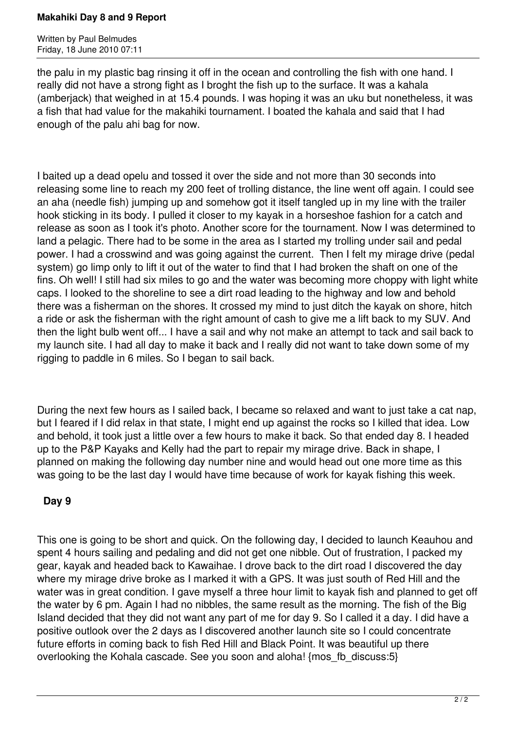the palu in my plastic bag rinsing it off in the ocean and controlling the fish with one hand. I really did not have a strong fight as I broght the fish up to the surface. It was a kahala (amberjack) that weighed in at 15.4 pounds. I was hoping it was an uku but nonetheless, it was a fish that had value for the makahiki tournament. I boated the kahala and said that I had enough of the palu ahi bag for now.

I baited up a dead opelu and tossed it over the side and not more than 30 seconds into releasing some line to reach my 200 feet of trolling distance, the line went off again. I could see an aha (needle fish) jumping up and somehow got it itself tangled up in my line with the trailer hook sticking in its body. I pulled it closer to my kayak in a horseshoe fashion for a catch and release as soon as I took it's photo. Another score for the tournament. Now I was determined to land a pelagic. There had to be some in the area as I started my trolling under sail and pedal power. I had a crosswind and was going against the current. Then I felt my mirage drive (pedal system) go limp only to lift it out of the water to find that I had broken the shaft on one of the fins. Oh well! I still had six miles to go and the water was becoming more choppy with light white caps. I looked to the shoreline to see a dirt road leading to the highway and low and behold there was a fisherman on the shores. It crossed my mind to just ditch the kayak on shore, hitch a ride or ask the fisherman with the right amount of cash to give me a lift back to my SUV. And then the light bulb went off... I have a sail and why not make an attempt to tack and sail back to my launch site. I had all day to make it back and I really did not want to take down some of my rigging to paddle in 6 miles. So I began to sail back.

During the next few hours as I sailed back, I became so relaxed and want to just take a cat nap, but I feared if I did relax in that state, I might end up against the rocks so I killed that idea. Low and behold, it took just a little over a few hours to make it back. So that ended day 8. I headed up to the P&P Kayaks and Kelly had the part to repair my mirage drive. Back in shape, I planned on making the following day number nine and would head out one more time as this was going to be the last day I would have time because of work for kayak fishing this week.

**Day 9**

This one is going to be short and quick. On the following day, I decided to launch Keauhou and spent 4 hours sailing and pedaling and did not get one nibble. Out of frustration, I packed my gear, kayak and headed back to Kawaihae. I drove back to the dirt road I discovered the day where my mirage drive broke as I marked it with a GPS. It was just south of Red Hill and the water was in great condition. I gave myself a three hour limit to kayak fish and planned to get off the water by 6 pm. Again I had no nibbles, the same result as the morning. The fish of the Big Island decided that they did not want any part of me for day 9. So I called it a day. I did have a positive outlook over the 2 days as I discovered another launch site so I could concentrate future efforts in coming back to fish Red Hill and Black Point. It was beautiful up there overlooking the Kohala cascade. See you soon and aloha! {mos_fb_discuss:5}